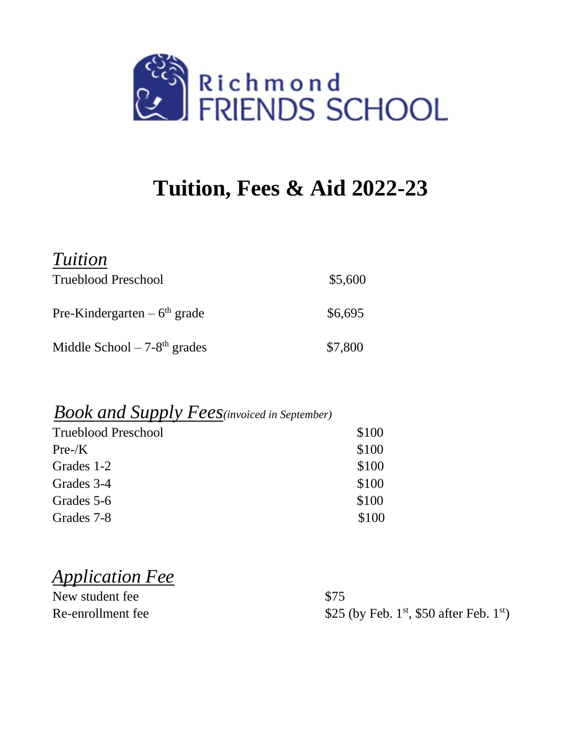Richmond FRIENDS SCHOOL

# Tuition, Fees & Aid 2022-23

## *Tuition*

| | |
|---|---|
| Trueblood Preschool | $5,600 |
| Pre-Kindergarten – 6th grade | $6,695 |
| Middle School – 7-8th grades | $7,800 |

## *Book and Supply Fees* *(invoiced in September)*

| | |
|---|---|
| Trueblood Preschool | $100 |
| Pre-/K | $100 |
| Grades 1-2 | $100 |
| Grades 3-4 | $100 |
| Grades 5-6 | $100 |
| Grades 7-8 | $100 |

## *Application Fee*

| | |
|---|---|
| New student fee | $75 |
| Re-enrollment fee | $25 (by Feb. 1st, $50 after Feb. 1st) |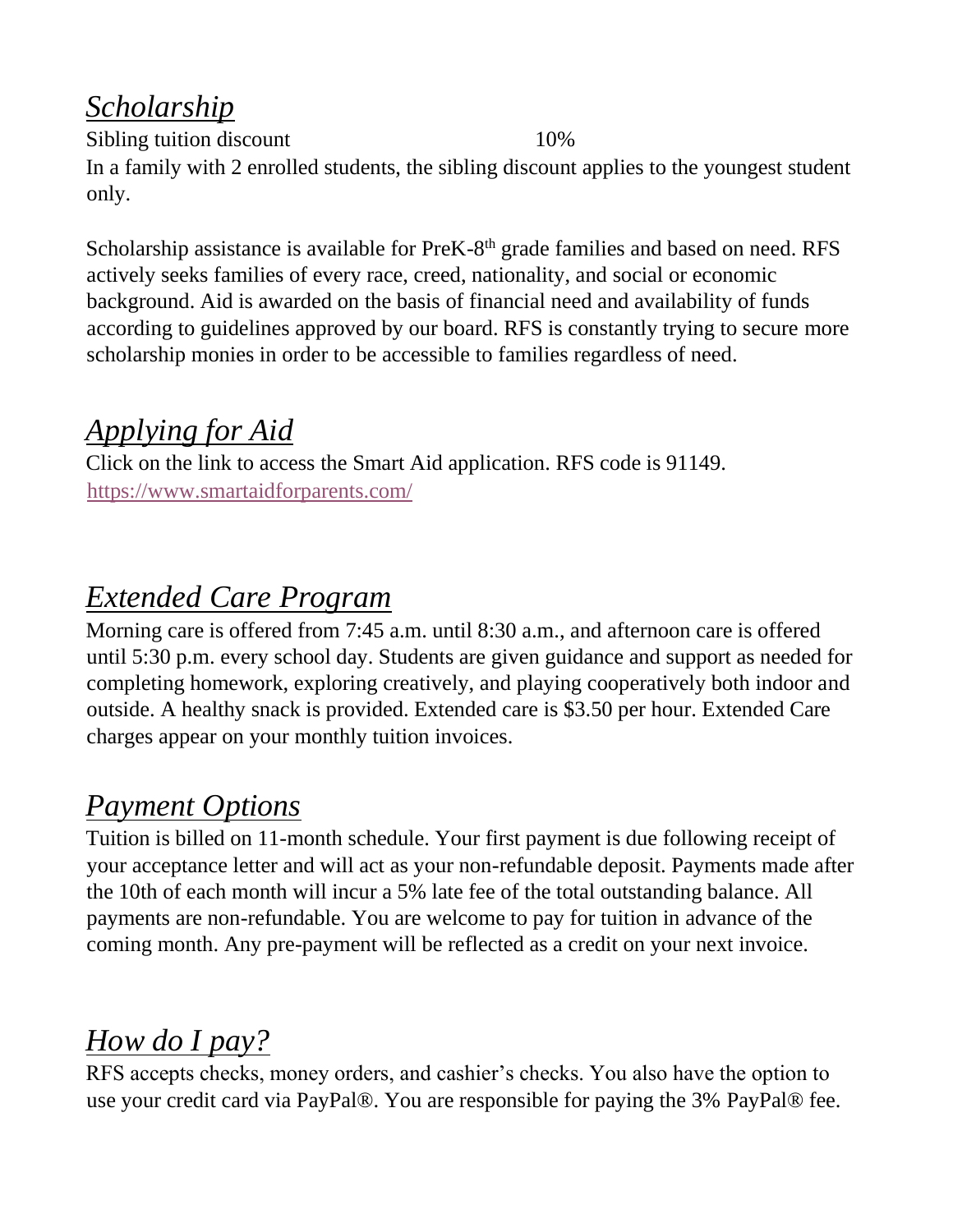## *Scholarship*

Sibling tuition discount 10%

In a family with 2 enrolled students, the sibling discount applies to the youngest student only.

Scholarship assistance is available for PreK-8th grade families and based on need. RFS actively seeks families of every race, creed, nationality, and social or economic background. Aid is awarded on the basis of financial need and availability of funds according to guidelines approved by our board. RFS is constantly trying to secure more scholarship monies in order to be accessible to families regardless of need.

## *Applying for Aid*

Click on the link to access the Smart Aid application. RFS code is 91149.
https://www.smartaidforparents.com/

## *Extended Care Program*

Morning care is offered from 7:45 a.m. until 8:30 a.m., and afternoon care is offered until 5:30 p.m. every school day. Students are given guidance and support as needed for completing homework, exploring creatively, and playing cooperatively both indoor and outside. A healthy snack is provided. Extended care is $3.50 per hour. Extended Care charges appear on your monthly tuition invoices.

## *Payment Options*

Tuition is billed on 11-month schedule. Your first payment is due following receipt of your acceptance letter and will act as your non-refundable deposit. Payments made after the 10th of each month will incur a 5% late fee of the total outstanding balance. All payments are non-refundable. You are welcome to pay for tuition in advance of the coming month. Any pre-payment will be reflected as a credit on your next invoice.

## *How do I pay?*

RFS accepts checks, money orders, and cashier's checks. You also have the option to use your credit card via PayPal®. You are responsible for paying the 3% PayPal® fee.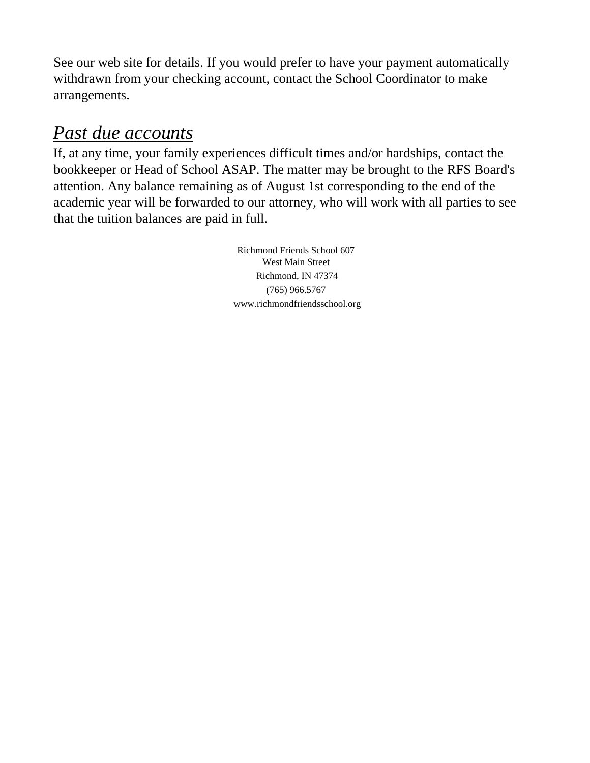See our web site for details. If you would prefer to have your payment automatically withdrawn from your checking account, contact the School Coordinator to make arrangements.

## *Past due accounts*

If, at any time, your family experiences difficult times and/or hardships, contact the bookkeeper or Head of School ASAP. The matter may be brought to the RFS Board's attention. Any balance remaining as of August 1st corresponding to the end of the academic year will be forwarded to our attorney, who will work with all parties to see that the tuition balances are paid in full.

Richmond Friends School 607
West Main Street
Richmond, IN 47374
(765) 966.5767
www.richmondfriendsschool.org